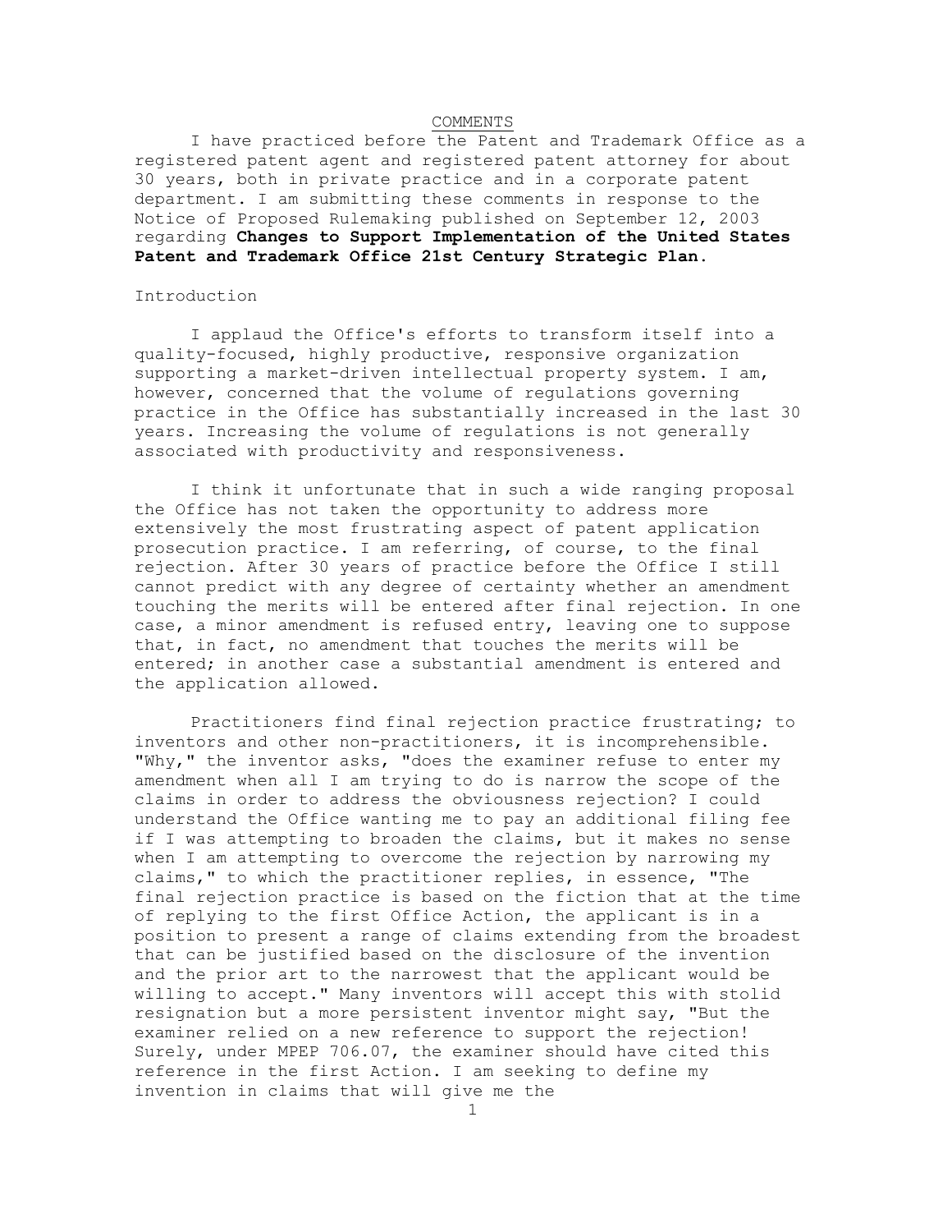# COMMENTS

I have practiced before the Patent and Trademark Office as a registered patent agent and registered patent attorney for about 30 years, both in private practice and in a corporate patent department. I am submitting these comments in response to the Notice of Proposed Rulemaking published on September 12, 2003 regarding **Changes to Support Implementation of the United States Patent and Trademark Office 21st Century Strategic Plan.**

## Introduction

I applaud the Office's efforts to transform itself into a quality-focused, highly productive, responsive organization supporting a market-driven intellectual property system. I am, however, concerned that the volume of regulations governing practice in the Office has substantially increased in the last 30 years. Increasing the volume of regulations is not generally associated with productivity and responsiveness.

I think it unfortunate that in such a wide ranging proposal the Office has not taken the opportunity to address more extensively the most frustrating aspect of patent application prosecution practice. I am referring, of course, to the final rejection. After 30 years of practice before the Office I still cannot predict with any degree of certainty whether an amendment touching the merits will be entered after final rejection. In one case, a minor amendment is refused entry, leaving one to suppose that, in fact, no amendment that touches the merits will be entered; in another case a substantial amendment is entered and the application allowed.

Practitioners find final rejection practice frustrating; to inventors and other non-practitioners, it is incomprehensible. "Why," the inventor asks, "does the examiner refuse to enter my amendment when all I am trying to do is narrow the scope of the claims in order to address the obviousness rejection? I could understand the Office wanting me to pay an additional filing fee if I was attempting to broaden the claims, but it makes no sense when I am attempting to overcome the rejection by narrowing my claims," to which the practitioner replies, in essence, "The final rejection practice is based on the fiction that at the time of replying to the first Office Action, the applicant is in a position to present a range of claims extending from the broadest that can be justified based on the disclosure of the invention and the prior art to the narrowest that the applicant would be willing to accept." Many inventors will accept this with stolid resignation but a more persistent inventor might say, "But the examiner relied on a new reference to support the rejection! Surely, under MPEP 706.07, the examiner should have cited this reference in the first Action. I am seeking to define my invention in claims that will give me the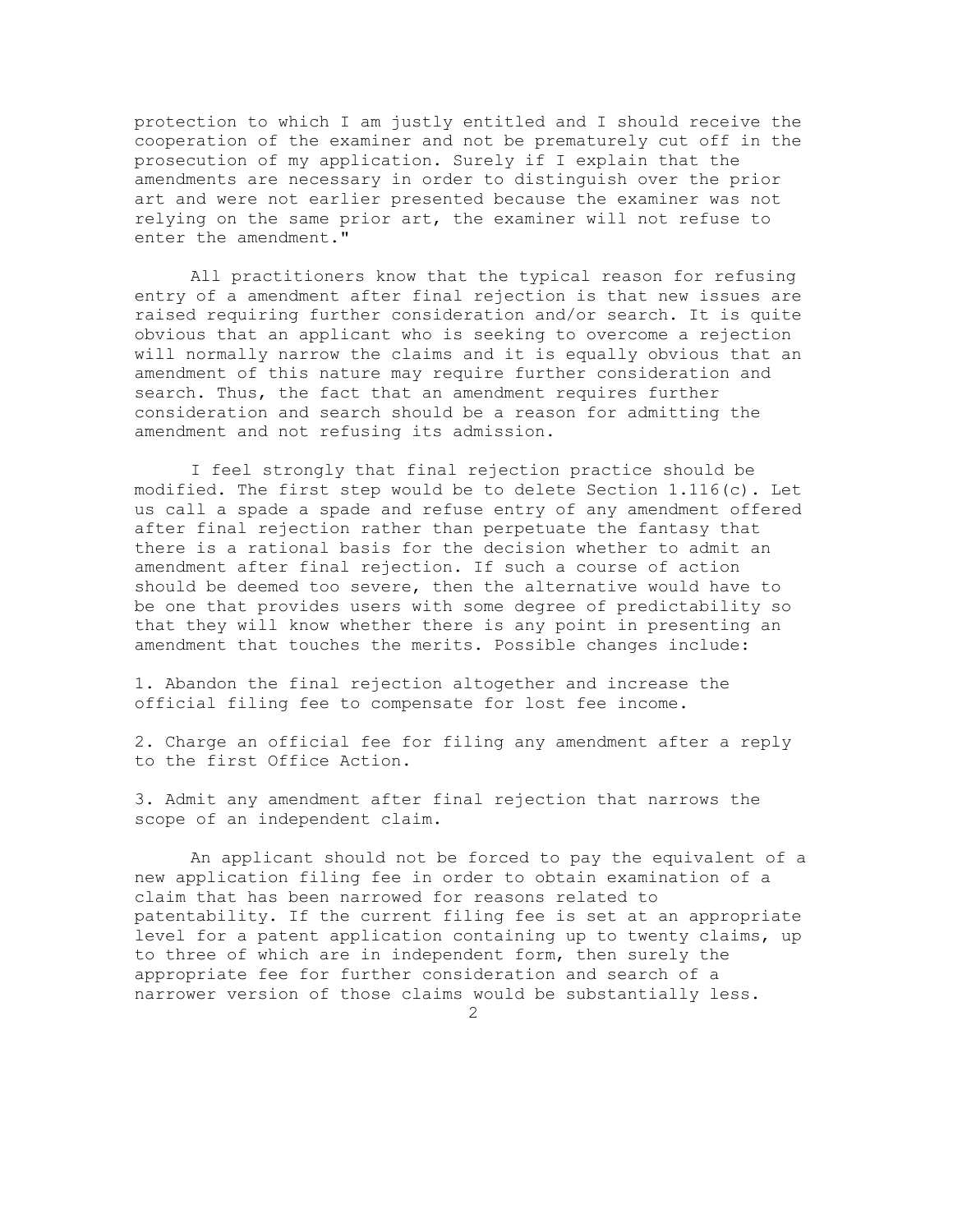protection to which I am justly entitled and I should receive the cooperation of the examiner and not be prematurely cut off in the prosecution of my application. Surely if I explain that the amendments are necessary in order to distinguish over the prior art and were not earlier presented because the examiner was not relying on the same prior art, the examiner will not refuse to enter the amendment."

All practitioners know that the typical reason for refusing entry of a amendment after final rejection is that new issues are raised requiring further consideration and/or search. It is quite obvious that an applicant who is seeking to overcome a rejection will normally narrow the claims and it is equally obvious that an amendment of this nature may require further consideration and search. Thus, the fact that an amendment requires further consideration and search should be a reason for admitting the amendment and not refusing its admission.

I feel strongly that final rejection practice should be modified. The first step would be to delete Section 1.116(c). Let us call a spade a spade and refuse entry of any amendment offered after final rejection rather than perpetuate the fantasy that there is a rational basis for the decision whether to admit an amendment after final rejection. If such a course of action should be deemed too severe, then the alternative would have to be one that provides users with some degree of predictability so that they will know whether there is any point in presenting an amendment that touches the merits. Possible changes include:

1. Abandon the final rejection altogether and increase the official filing fee to compensate for lost fee income.

2. Charge an official fee for filing any amendment after a reply to the first Office Action.

3. Admit any amendment after final rejection that narrows the scope of an independent claim.

An applicant should not be forced to pay the equivalent of a new application filing fee in order to obtain examination of a claim that has been narrowed for reasons related to patentability. If the current filing fee is set at an appropriate level for a patent application containing up to twenty claims, up to three of which are in independent form, then surely the appropriate fee for further consideration and search of a narrower version of those claims would be substantially less.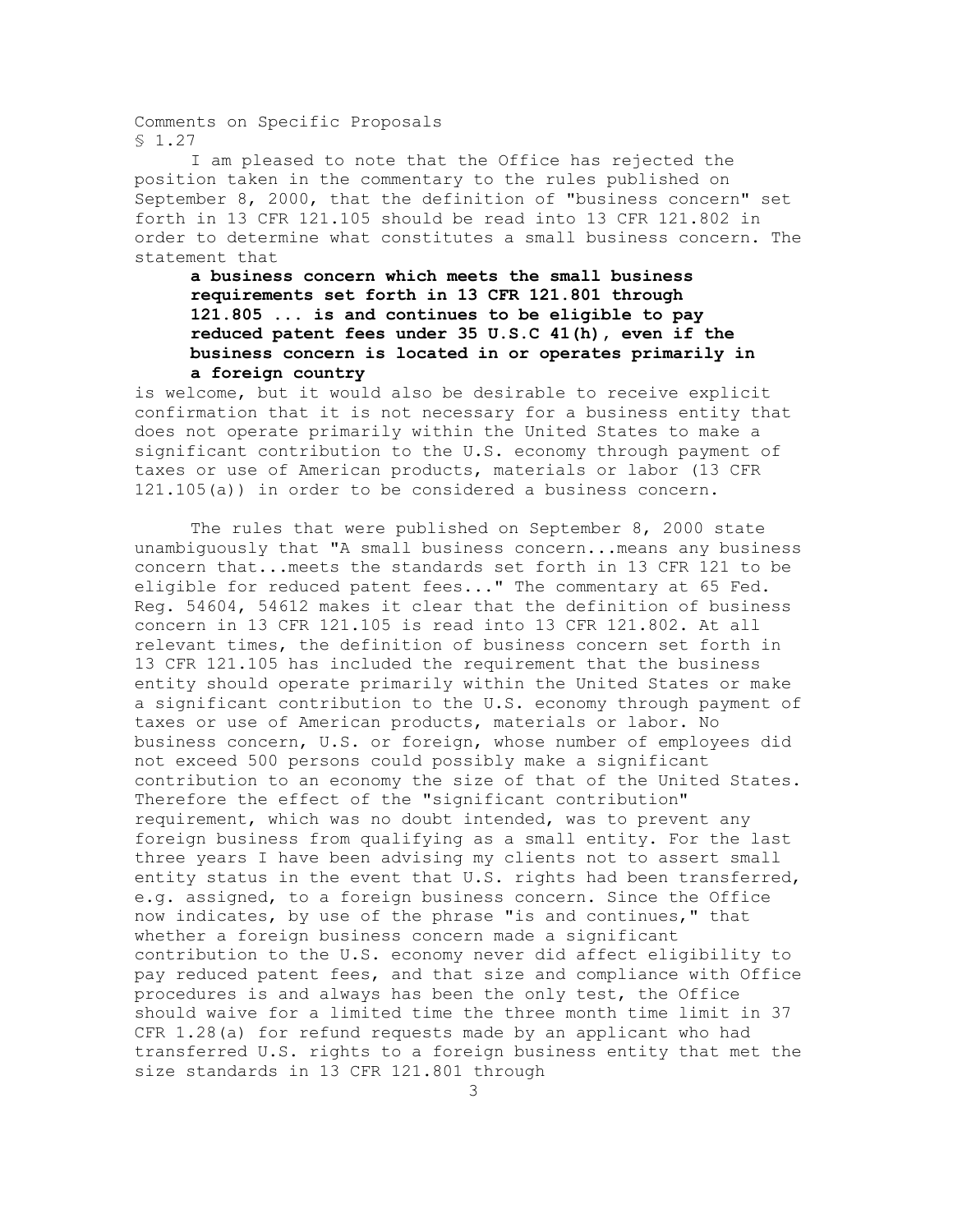Comments on Specific Proposals

§ 1.27

I am pleased to note that the Office has rejected the position taken in the commentary to the rules published on September 8, 2000, that the definition of "business concern" set forth in 13 CFR 121.105 should be read into 13 CFR 121.802 in order to determine what constitutes a small business concern. The statement that

> **a business concern which meets the small business requirements set forth in 13 CFR 121.801 through 121.805 ... is and continues to be eligible to pay reduced patent fees under 35 U.S.C 41(h), even if the business concern is located in or operates primarily in a foreign country**

is welcome, but it would also be desirable to receive explicit confirmation that it is not necessary for a business entity that does not operate primarily within the United States to make a significant contribution to the U.S. economy through payment of taxes or use of American products, materials or labor (13 CFR 121.105(a)) in order to be considered a business concern.

The rules that were published on September 8, 2000 state unambiguously that "A small business concern...means any business concern that...meets the standards set forth in 13 CFR 121 to be eligible for reduced patent fees..." The commentary at 65 Fed. Reg. 54604, 54612 makes it clear that the definition of business concern in 13 CFR 121.105 is read into 13 CFR 121.802. At all relevant times, the definition of business concern set forth in 13 CFR 121.105 has included the requirement that the business entity should operate primarily within the United States or make a significant contribution to the U.S. economy through payment of taxes or use of American products, materials or labor. No business concern, U.S. or foreign, whose number of employees did not exceed 500 persons could possibly make a significant contribution to an economy the size of that of the United States. Therefore the effect of the "significant contribution" requirement, which was no doubt intended, was to prevent any foreign business from qualifying as a small entity. For the last three years I have been advising my clients not to assert small entity status in the event that U.S. rights had been transferred, e.g. assigned, to a foreign business concern. Since the Office now indicates, by use of the phrase "is and continues," that whether a foreign business concern made a significant contribution to the U.S. economy never did affect eligibility to pay reduced patent fees, and that size and compliance with Office procedures is and always has been the only test, the Office should waive for a limited time the three month time limit in 37 CFR 1.28(a) for refund requests made by an applicant who had transferred U.S. rights to a foreign business entity that met the size standards in 13 CFR 121.801 through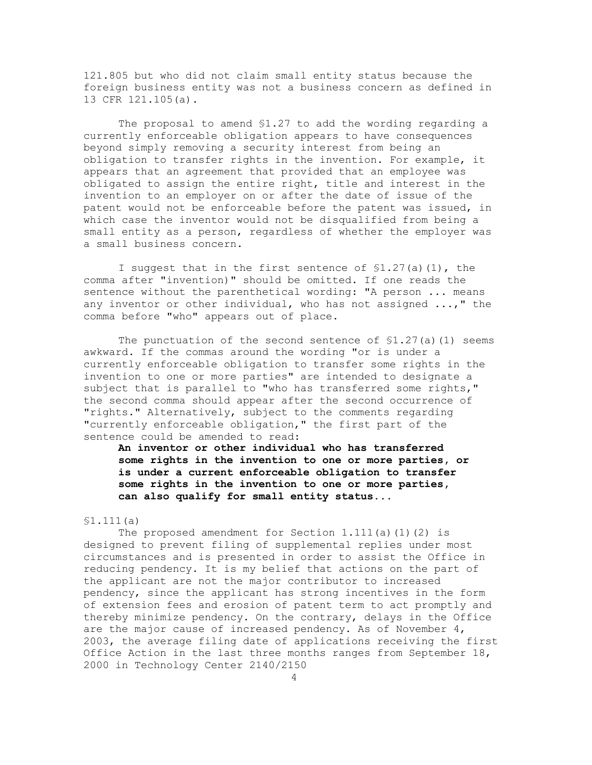121.805 but who did not claim small entity status because the foreign business entity was not a business concern as defined in 13 CFR 121.105(a).

The proposal to amend §1.27 to add the wording regarding a currently enforceable obligation appears to have consequences beyond simply removing a security interest from being an obligation to transfer rights in the invention. For example, it appears that an agreement that provided that an employee was obligated to assign the entire right, title and interest in the invention to an employer on or after the date of issue of the patent would not be enforceable before the patent was issued, in which case the inventor would not be disqualified from being a small entity as a person, regardless of whether the employer was a small business concern.

I suggest that in the first sentence of §1.27(a)(1), the comma after "invention)" should be omitted. If one reads the sentence without the parenthetical wording: "A person ... means any inventor or other individual, who has not assigned ...," the comma before "who" appears out of place.

The punctuation of the second sentence of §1.27(a)(1) seems awkward. If the commas around the wording "or is under a currently enforceable obligation to transfer some rights in the invention to one or more parties" are intended to designate a subject that is parallel to "who has transferred some rights," the second comma should appear after the second occurrence of "rights." Alternatively, subject to the comments regarding "currently enforceable obligation," the first part of the sentence could be amended to read:

> **An inventor or other individual who has transferred some rights in the invention to one or more parties, or is under a current enforceable obligation to transfer some rights in the invention to one or more parties, can also qualify for small entity status...**

§1.111(a)

The proposed amendment for Section 1.111(a)(1)(2) is designed to prevent filing of supplemental replies under most circumstances and is presented in order to assist the Office in reducing pendency. It is my belief that actions on the part of the applicant are not the major contributor to increased pendency, since the applicant has strong incentives in the form of extension fees and erosion of patent term to act promptly and thereby minimize pendency. On the contrary, delays in the Office are the major cause of increased pendency. As of November 4, 2003, the average filing date of applications receiving the first Office Action in the last three months ranges from September 18, 2000 in Technology Center 2140/2150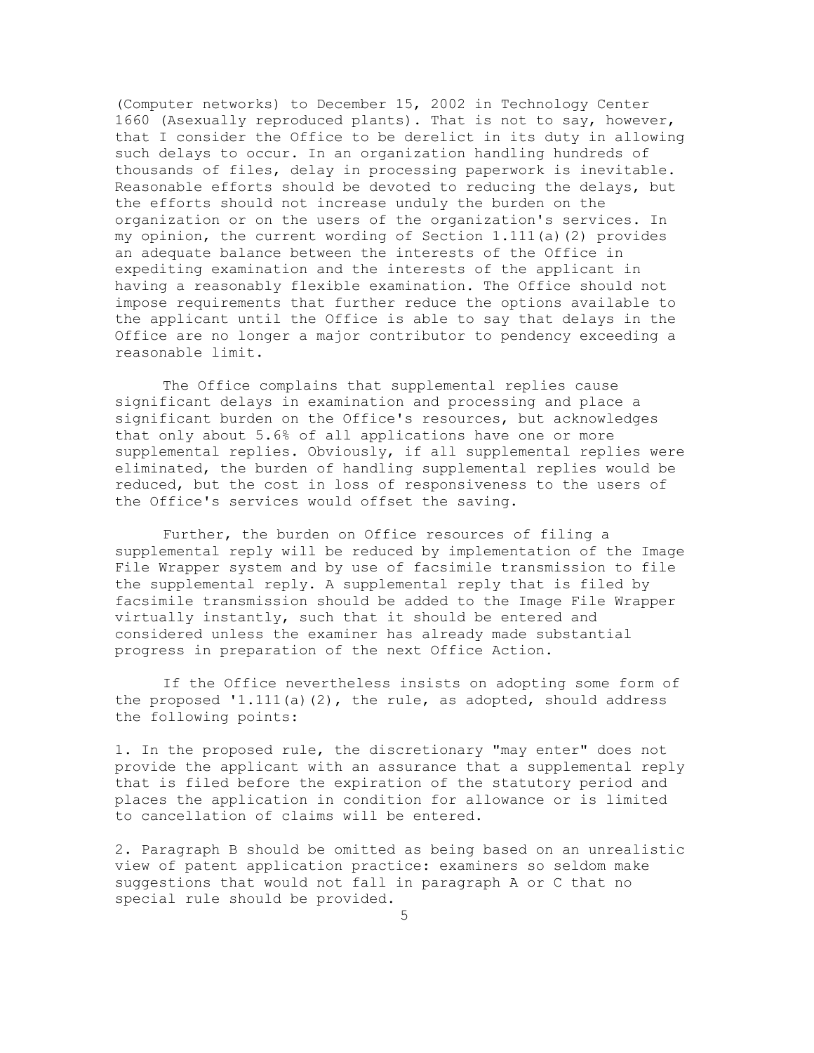(Computer networks) to December 15, 2002 in Technology Center 1660 (Asexually reproduced plants). That is not to say, however, that I consider the Office to be derelict in its duty in allowing such delays to occur. In an organization handling hundreds of thousands of files, delay in processing paperwork is inevitable. Reasonable efforts should be devoted to reducing the delays, but the efforts should not increase unduly the burden on the organization or on the users of the organization's services. In my opinion, the current wording of Section 1.111(a)(2) provides an adequate balance between the interests of the Office in expediting examination and the interests of the applicant in having a reasonably flexible examination. The Office should not impose requirements that further reduce the options available to the applicant until the Office is able to say that delays in the Office are no longer a major contributor to pendency exceeding a reasonable limit.

The Office complains that supplemental replies cause significant delays in examination and processing and place a significant burden on the Office's resources, but acknowledges that only about 5.6% of all applications have one or more supplemental replies. Obviously, if all supplemental replies were eliminated, the burden of handling supplemental replies would be reduced, but the cost in loss of responsiveness to the users of the Office's services would offset the saving.

Further, the burden on Office resources of filing a supplemental reply will be reduced by implementation of the Image File Wrapper system and by use of facsimile transmission to file the supplemental reply. A supplemental reply that is filed by facsimile transmission should be added to the Image File Wrapper virtually instantly, such that it should be entered and considered unless the examiner has already made substantial progress in preparation of the next Office Action.

If the Office nevertheless insists on adopting some form of the proposed '1.111(a)(2), the rule, as adopted, should address the following points:

1. In the proposed rule, the discretionary "may enter" does not provide the applicant with an assurance that a supplemental reply that is filed before the expiration of the statutory period and places the application in condition for allowance or is limited to cancellation of claims will be entered.

2. Paragraph B should be omitted as being based on an unrealistic view of patent application practice: examiners so seldom make suggestions that would not fall in paragraph A or C that no special rule should be provided.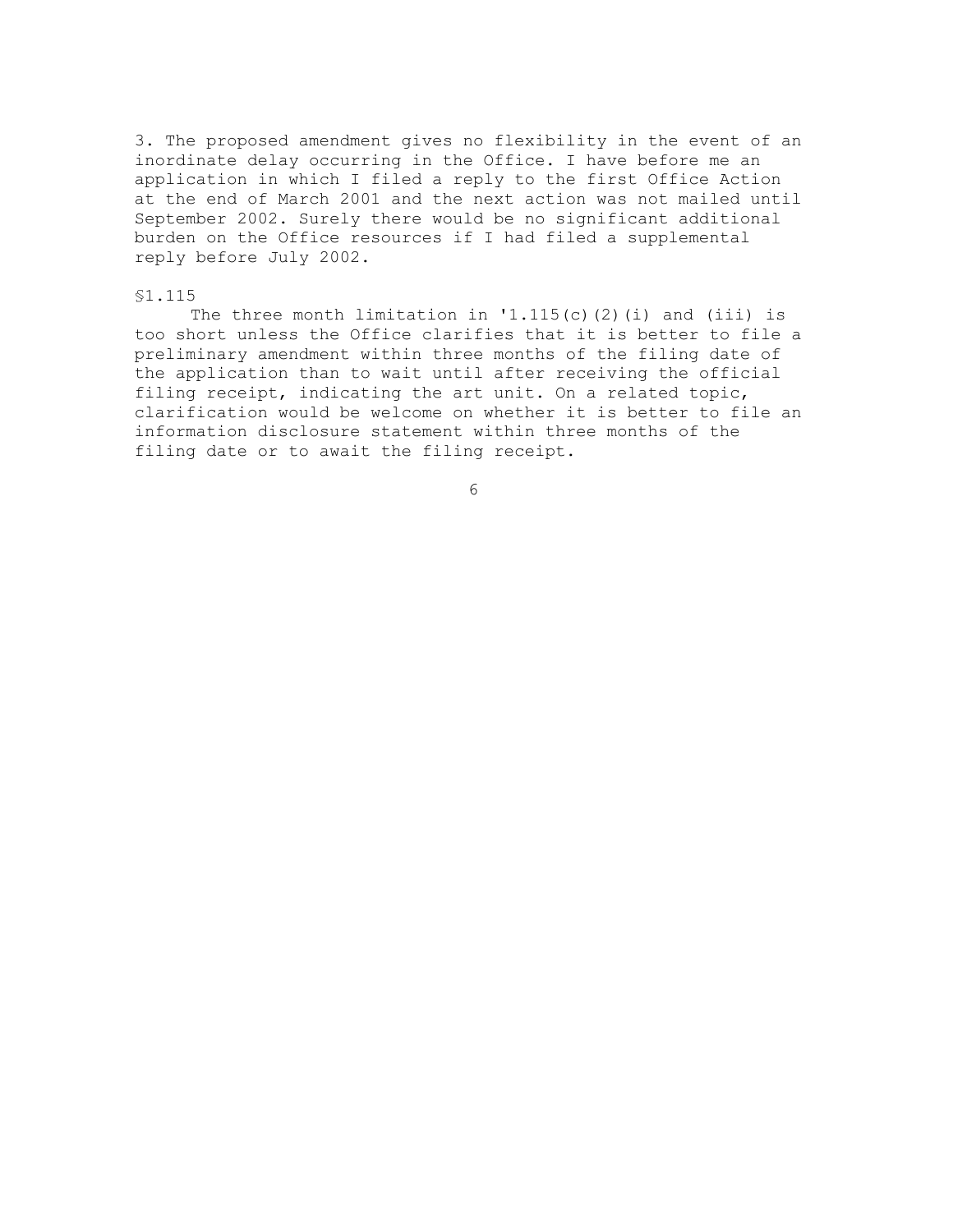3. The proposed amendment gives no flexibility in the event of an inordinate delay occurring in the Office. I have before me an application in which I filed a reply to the first Office Action at the end of March 2001 and the next action was not mailed until September 2002. Surely there would be no significant additional burden on the Office resources if I had filed a supplemental reply before July 2002.

§1.115

The three month limitation in '1.115(c)(2)(i) and (iii) is too short unless the Office clarifies that it is better to file a preliminary amendment within three months of the filing date of the application than to wait until after receiving the official filing receipt, indicating the art unit. On a related topic, clarification would be welcome on whether it is better to file an information disclosure statement within three months of the filing date or to await the filing receipt.